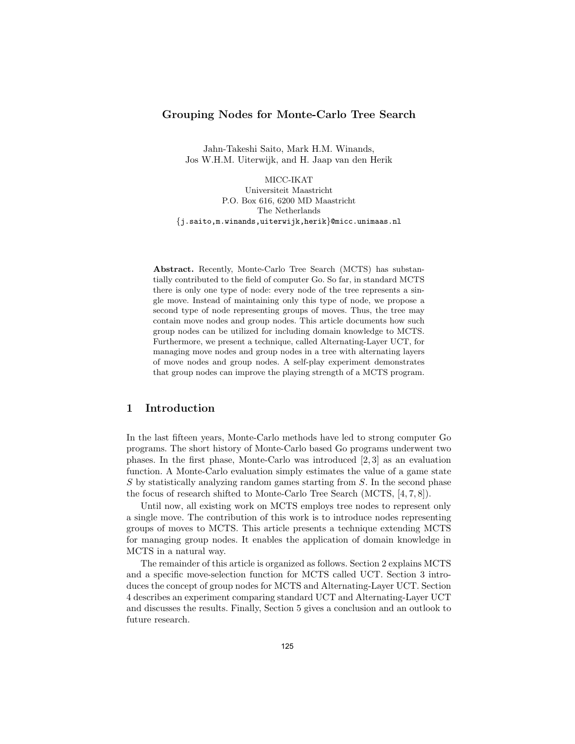# Grouping Nodes for Monte-Carlo Tree Search

Jahn-Takeshi Saito, Mark H.M. Winands,
Jos W.H.M. Uiterwijk, and H. Jaap van den Herik

MICC-IKAT
Universiteit Maastricht
P.O. Box 616, 6200 MD Maastricht
The Netherlands
{j.saito,m.winands,uiterwijk,herik}@micc.unimaas.nl

**Abstract.** Recently, Monte-Carlo Tree Search (MCTS) has substantially contributed to the field of computer Go. So far, in standard MCTS there is only one type of node: every node of the tree represents a single move. Instead of maintaining only this type of node, we propose a second type of node representing groups of moves. Thus, the tree may contain move nodes and group nodes. This article documents how such group nodes can be utilized for including domain knowledge to MCTS. Furthermore, we present a technique, called Alternating-Layer UCT, for managing move nodes and group nodes in a tree with alternating layers of move nodes and group nodes. A self-play experiment demonstrates that group nodes can improve the playing strength of a MCTS program.

## 1 Introduction

In the last fifteen years, Monte-Carlo methods have led to strong computer Go programs. The short history of Monte-Carlo based Go programs underwent two phases. In the first phase, Monte-Carlo was introduced [2, 3] as an evaluation function. A Monte-Carlo evaluation simply estimates the value of a game state $S$ by statistically analyzing random games starting from $S$. In the second phase the focus of research shifted to Monte-Carlo Tree Search (MCTS, [4, 7, 8]).

Until now, all existing work on MCTS employs tree nodes to represent only a single move. The contribution of this work is to introduce nodes representing groups of moves to MCTS. This article presents a technique extending MCTS for managing group nodes. It enables the application of domain knowledge in MCTS in a natural way.

The remainder of this article is organized as follows. Section 2 explains MCTS and a specific move-selection function for MCTS called UCT. Section 3 introduces the concept of group nodes for MCTS and Alternating-Layer UCT. Section 4 describes an experiment comparing standard UCT and Alternating-Layer UCT and discusses the results. Finally, Section 5 gives a conclusion and an outlook to future research.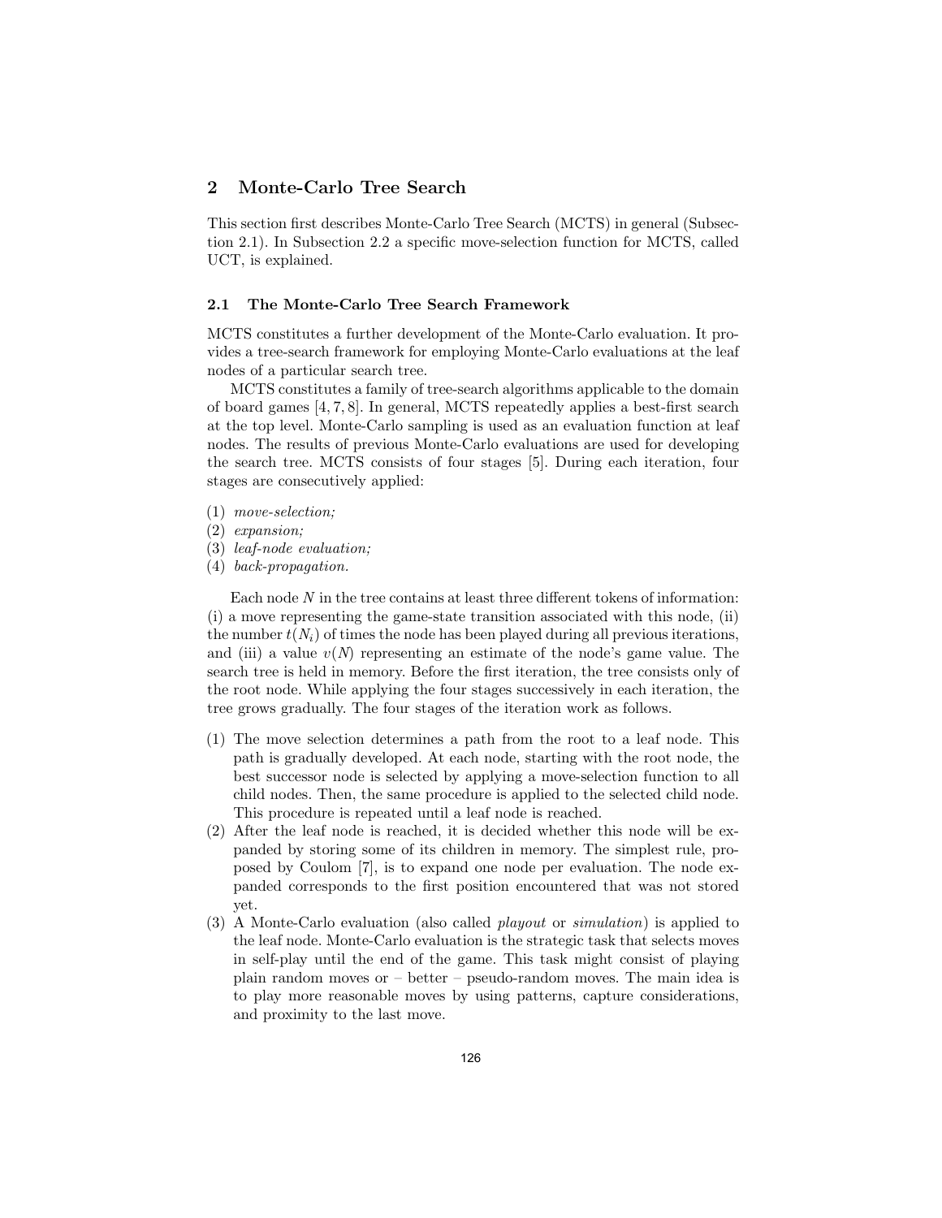## 2 Monte-Carlo Tree Search

This section first describes Monte-Carlo Tree Search (MCTS) in general (Subsection 2.1). In Subsection 2.2 a specific move-selection function for MCTS, called UCT, is explained.

### 2.1 The Monte-Carlo Tree Search Framework

MCTS constitutes a further development of the Monte-Carlo evaluation. It provides a tree-search framework for employing Monte-Carlo evaluations at the leaf nodes of a particular search tree.

MCTS constitutes a family of tree-search algorithms applicable to the domain of board games [4, 7, 8]. In general, MCTS repeatedly applies a best-first search at the top level. Monte-Carlo sampling is used as an evaluation function at leaf nodes. The results of previous Monte-Carlo evaluations are used for developing the search tree. MCTS consists of four stages [5]. During each iteration, four stages are consecutively applied:

(1) *move-selection;*
(2) *expansion;*
(3) *leaf-node evaluation;*
(4) *back-propagation.*

Each node $N$ in the tree contains at least three different tokens of information: (i) a move representing the game-state transition associated with this node, (ii) the number $t(N_i)$ of times the node has been played during all previous iterations, and (iii) a value $v(N)$ representing an estimate of the node's game value. The search tree is held in memory. Before the first iteration, the tree consists only of the root node. While applying the four stages successively in each iteration, the tree grows gradually. The four stages of the iteration work as follows.

(1) The move selection determines a path from the root to a leaf node. This path is gradually developed. At each node, starting with the root node, the best successor node is selected by applying a move-selection function to all child nodes. Then, the same procedure is applied to the selected child node. This procedure is repeated until a leaf node is reached.
(2) After the leaf node is reached, it is decided whether this node will be expanded by storing some of its children in memory. The simplest rule, proposed by Coulom [7], is to expand one node per evaluation. The node expanded corresponds to the first position encountered that was not stored yet.
(3) A Monte-Carlo evaluation (also called *playout* or *simulation*) is applied to the leaf node. Monte-Carlo evaluation is the strategic task that selects moves in self-play until the end of the game. This task might consist of playing plain random moves or – better – pseudo-random moves. The main idea is to play more reasonable moves by using patterns, capture considerations, and proximity to the last move.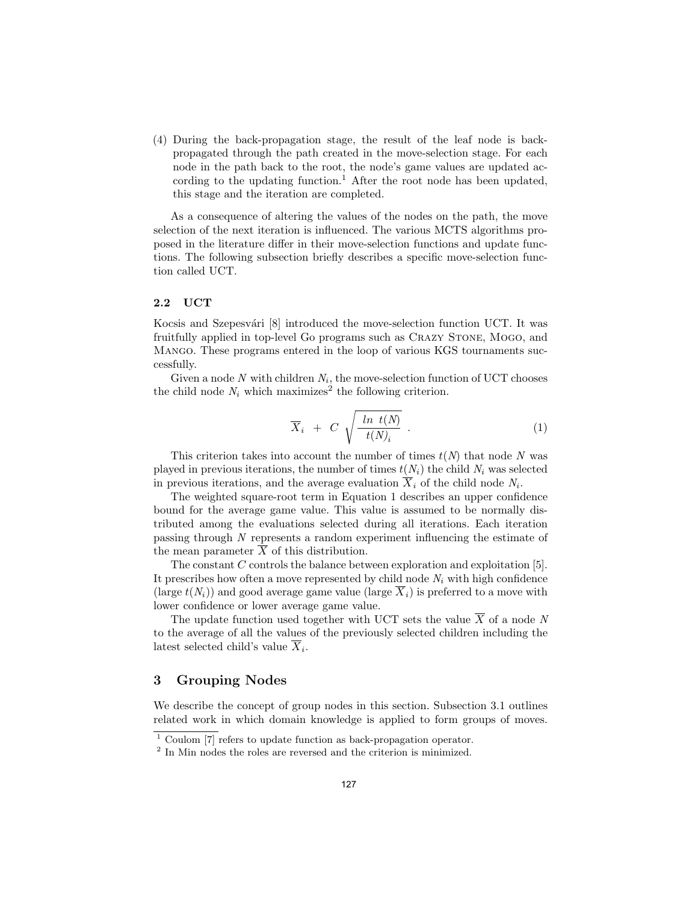(4) During the back-propagation stage, the result of the leaf node is back-propagated through the path created in the move-selection stage. For each node in the path back to the root, the node's game values are updated according to the updating function.[1] After the root node has been updated, this stage and the iteration are completed.

As a consequence of altering the values of the nodes on the path, the move selection of the next iteration is influenced. The various MCTS algorithms proposed in the literature differ in their move-selection functions and update functions. The following subsection briefly describes a specific move-selection function called UCT.

### 2.2 UCT

Kocsis and Szepesvári [8] introduced the move-selection function UCT. It was fruitfully applied in top-level Go programs such as Crazy Stone, Mogo, and Mango. These programs entered in the loop of various KGS tournaments successfully.

Given a node $N$ with children $N_i$, the move-selection function of UCT chooses the child node $N_i$ which maximizes[2] the following criterion.

$$\overline{X}_i \; + \; C \; \sqrt{\frac{ln \;\; t(N)}{t(N)_i}} \quad . \tag{1}$$

This criterion takes into account the number of times $t(N)$ that node $N$ was played in previous iterations, the number of times $t(N_i)$ the child $N_i$ was selected in previous iterations, and the average evaluation $\overline{X}_i$ of the child node $N_i$.

The weighted square-root term in Equation 1 describes an upper confidence bound for the average game value. This value is assumed to be normally distributed among the evaluations selected during all iterations. Each iteration passing through $N$ represents a random experiment influencing the estimate of the mean parameter $\overline{X}$ of this distribution.

The constant $C$ controls the balance between exploration and exploitation [5]. It prescribes how often a move represented by child node $N_i$ with high confidence (large $t(N_i)$) and good average game value (large $\overline{X}_i$) is preferred to a move with lower confidence or lower average game value.

The update function used together with UCT sets the value $\overline{X}$ of a node $N$ to the average of all the values of the previously selected children including the latest selected child's value $\overline{X}_i$.

## 3 Grouping Nodes

We describe the concept of group nodes in this section. Subsection 3.1 outlines related work in which domain knowledge is applied to form groups of moves.

[1] Coulom [7] refers to update function as back-propagation operator.

[2] In Min nodes the roles are reversed and the criterion is minimized.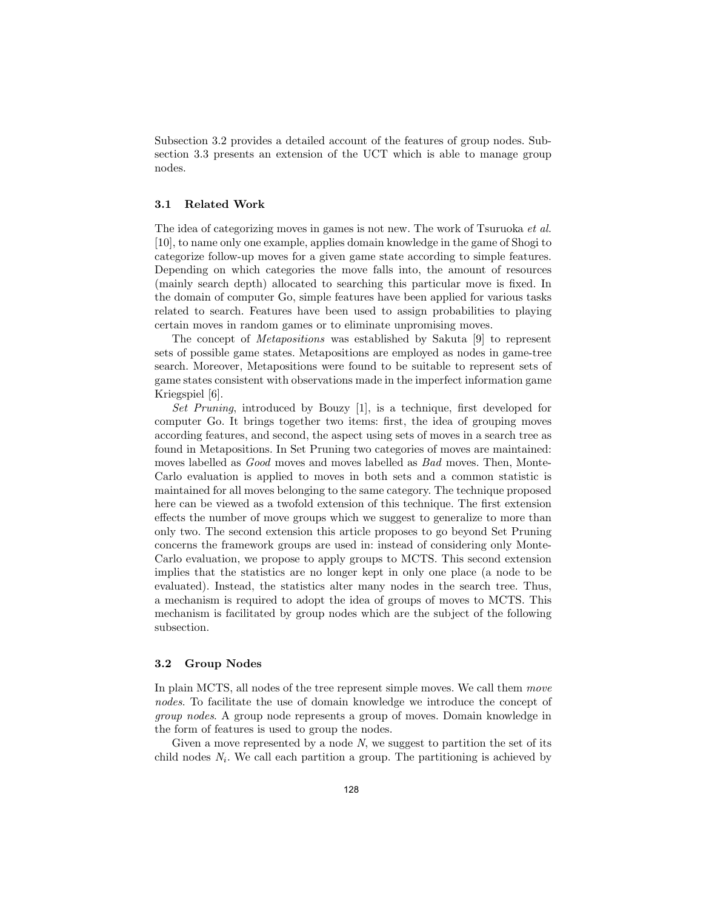Subsection 3.2 provides a detailed account of the features of group nodes. Subsection 3.3 presents an extension of the UCT which is able to manage group nodes.

### 3.1 Related Work

The idea of categorizing moves in games is not new. The work of Tsuruoka *et al.* [10], to name only one example, applies domain knowledge in the game of Shogi to categorize follow-up moves for a given game state according to simple features. Depending on which categories the move falls into, the amount of resources (mainly search depth) allocated to searching this particular move is fixed. In the domain of computer Go, simple features have been applied for various tasks related to search. Features have been used to assign probabilities to playing certain moves in random games or to eliminate unpromising moves.

The concept of *Metapositions* was established by Sakuta [9] to represent sets of possible game states. Metapositions are employed as nodes in game-tree search. Moreover, Metapositions were found to be suitable to represent sets of game states consistent with observations made in the imperfect information game Kriegspiel [6].

*Set Pruning*, introduced by Bouzy [1], is a technique, first developed for computer Go. It brings together two items: first, the idea of grouping moves according features, and second, the aspect using sets of moves in a search tree as found in Metapositions. In Set Pruning two categories of moves are maintained: moves labelled as *Good* moves and moves labelled as *Bad* moves. Then, Monte-Carlo evaluation is applied to moves in both sets and a common statistic is maintained for all moves belonging to the same category. The technique proposed here can be viewed as a twofold extension of this technique. The first extension effects the number of move groups which we suggest to generalize to more than only two. The second extension this article proposes to go beyond Set Pruning concerns the framework groups are used in: instead of considering only Monte-Carlo evaluation, we propose to apply groups to MCTS. This second extension implies that the statistics are no longer kept in only one place (a node to be evaluated). Instead, the statistics alter many nodes in the search tree. Thus, a mechanism is required to adopt the idea of groups of moves to MCTS. This mechanism is facilitated by group nodes which are the subject of the following subsection.

### 3.2 Group Nodes

In plain MCTS, all nodes of the tree represent simple moves. We call them *move nodes*. To facilitate the use of domain knowledge we introduce the concept of *group nodes*. A group node represents a group of moves. Domain knowledge in the form of features is used to group the nodes.

Given a move represented by a node *N*, we suggest to partition the set of its child nodes $N_i$. We call each partition a group. The partitioning is achieved by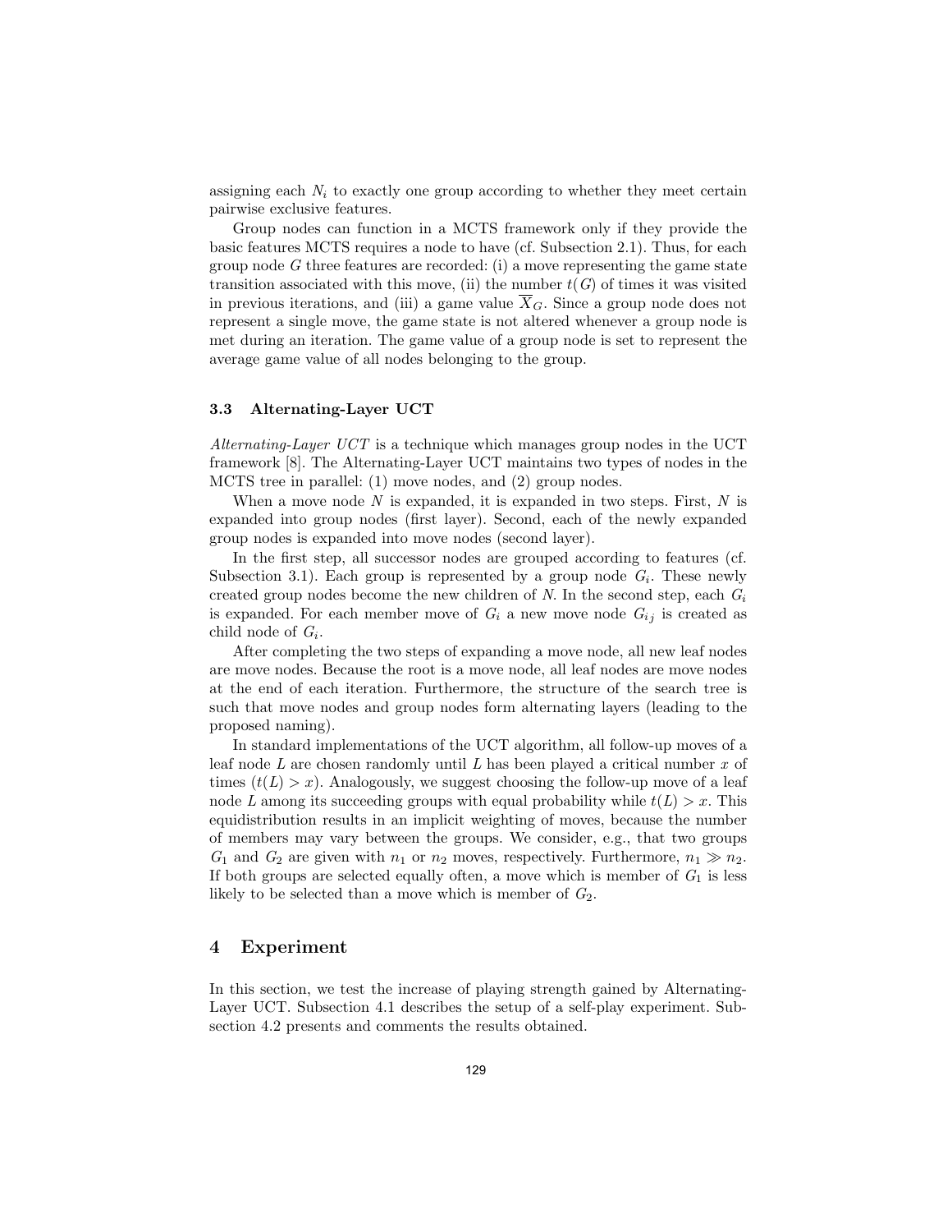assigning each $N_i$ to exactly one group according to whether they meet certain pairwise exclusive features.

Group nodes can function in a MCTS framework only if they provide the basic features MCTS requires a node to have (cf. Subsection 2.1). Thus, for each group node $G$ three features are recorded: (i) a move representing the game state transition associated with this move, (ii) the number $t(G)$ of times it was visited in previous iterations, and (iii) a game value $\overline{X}_G$. Since a group node does not represent a single move, the game state is not altered whenever a group node is met during an iteration. The game value of a group node is set to represent the average game value of all nodes belonging to the group.

### 3.3 Alternating-Layer UCT

*Alternating-Layer UCT* is a technique which manages group nodes in the UCT framework [8]. The Alternating-Layer UCT maintains two types of nodes in the MCTS tree in parallel: (1) move nodes, and (2) group nodes.

When a move node $N$ is expanded, it is expanded in two steps. First, $N$ is expanded into group nodes (first layer). Second, each of the newly expanded group nodes is expanded into move nodes (second layer).

In the first step, all successor nodes are grouped according to features (cf. Subsection 3.1). Each group is represented by a group node $G_i$. These newly created group nodes become the new children of N. In the second step, each $G_i$ is expanded. For each member move of $G_i$ a new move node $G_{ij}$ is created as child node of $G_i$.

After completing the two steps of expanding a move node, all new leaf nodes are move nodes. Because the root is a move node, all leaf nodes are move nodes at the end of each iteration. Furthermore, the structure of the search tree is such that move nodes and group nodes form alternating layers (leading to the proposed naming).

In standard implementations of the UCT algorithm, all follow-up moves of a leaf node $L$ are chosen randomly until $L$ has been played a critical number $x$ of times ($t(L) > x$). Analogously, we suggest choosing the follow-up move of a leaf node $L$ among its succeeding groups with equal probability while $t(L) > x$. This equidistribution results in an implicit weighting of moves, because the number of members may vary between the groups. We consider, e.g., that two groups $G_1$ and $G_2$ are given with $n_1$ or $n_2$ moves, respectively. Furthermore, $n_1 \gg n_2$. If both groups are selected equally often, a move which is member of $G_1$ is less likely to be selected than a move which is member of $G_2$.

## 4 Experiment

In this section, we test the increase of playing strength gained by Alternating-Layer UCT. Subsection 4.1 describes the setup of a self-play experiment. Subsection 4.2 presents and comments the results obtained.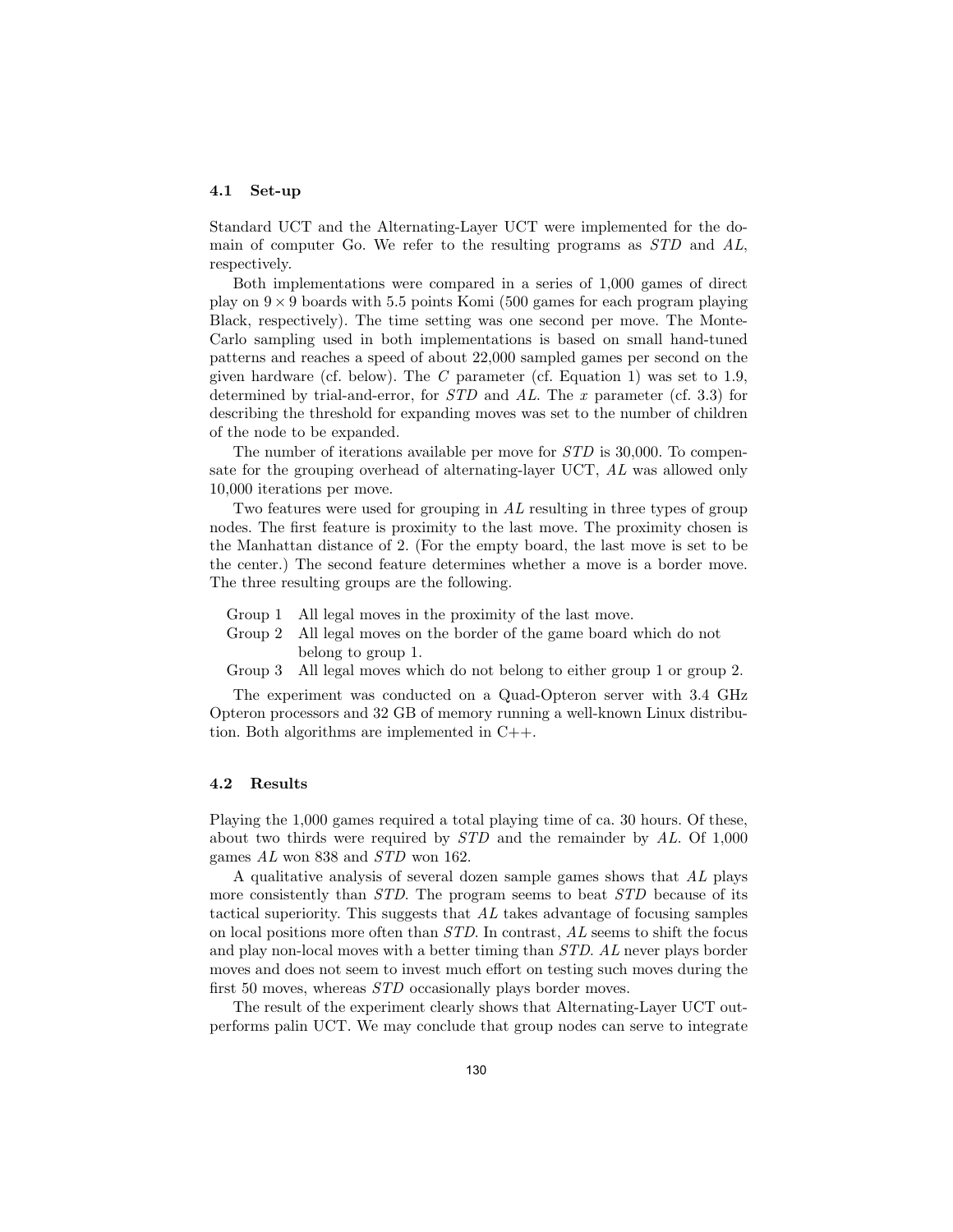### 4.1 Set-up

Standard UCT and the Alternating-Layer UCT were implemented for the domain of computer Go. We refer to the resulting programs as *STD* and *AL*, respectively.

Both implementations were compared in a series of 1,000 games of direct play on $9 \times 9$ boards with 5.5 points Komi (500 games for each program playing Black, respectively). The time setting was one second per move. The Monte-Carlo sampling used in both implementations is based on small hand-tuned patterns and reaches a speed of about 22,000 sampled games per second on the given hardware (cf. below). The $C$ parameter (cf. Equation 1) was set to 1.9, determined by trial-and-error, for *STD* and *AL*. The $x$ parameter (cf. 3.3) for describing the threshold for expanding moves was set to the number of children of the node to be expanded.

The number of iterations available per move for *STD* is 30,000. To compensate for the grouping overhead of alternating-layer UCT, *AL* was allowed only 10,000 iterations per move.

Two features were used for grouping in *AL* resulting in three types of group nodes. The first feature is proximity to the last move. The proximity chosen is the Manhattan distance of 2. (For the empty board, the last move is set to be the center.) The second feature determines whether a move is a border move. The three resulting groups are the following.

- Group 1 All legal moves in the proximity of the last move.
- Group 2 All legal moves on the border of the game board which do not belong to group 1.
- Group 3 All legal moves which do not belong to either group 1 or group 2.

The experiment was conducted on a Quad-Opteron server with 3.4 GHz Opteron processors and 32 GB of memory running a well-known Linux distribution. Both algorithms are implemented in C++.

### 4.2 Results

Playing the 1,000 games required a total playing time of ca. 30 hours. Of these, about two thirds were required by *STD* and the remainder by *AL*. Of 1,000 games *AL* won 838 and *STD* won 162.

A qualitative analysis of several dozen sample games shows that *AL* plays more consistently than *STD*. The program seems to beat *STD* because of its tactical superiority. This suggests that *AL* takes advantage of focusing samples on local positions more often than *STD*. In contrast, *AL* seems to shift the focus and play non-local moves with a better timing than *STD*. *AL* never plays border moves and does not seem to invest much effort on testing such moves during the first 50 moves, whereas *STD* occasionally plays border moves.

The result of the experiment clearly shows that Alternating-Layer UCT outperforms palin UCT. We may conclude that group nodes can serve to integrate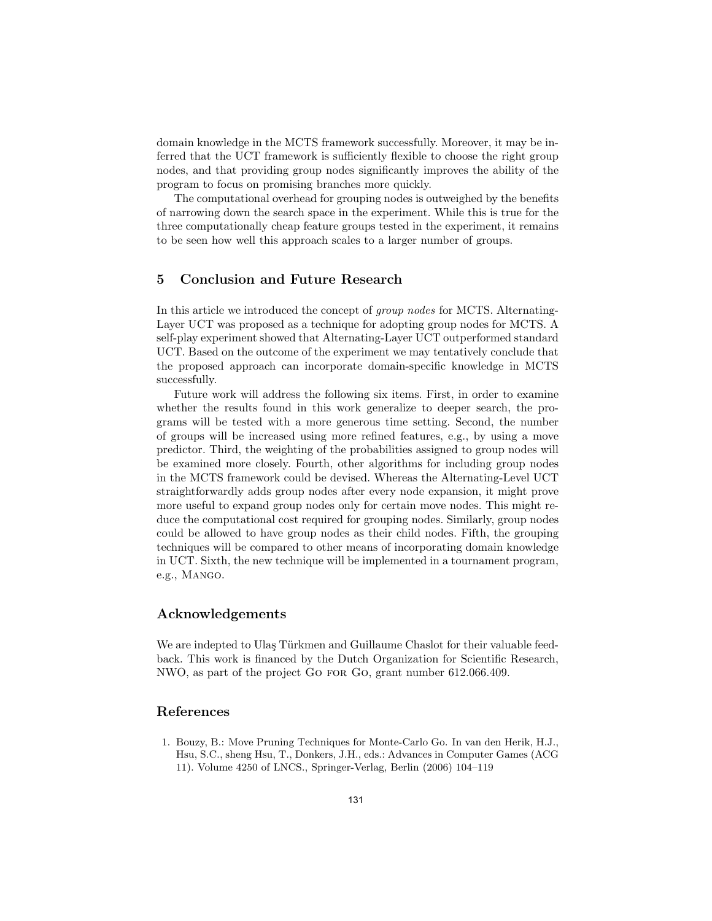domain knowledge in the MCTS framework successfully. Moreover, it may be inferred that the UCT framework is sufficiently flexible to choose the right group nodes, and that providing group nodes significantly improves the ability of the program to focus on promising branches more quickly.

The computational overhead for grouping nodes is outweighed by the benefits of narrowing down the search space in the experiment. While this is true for the three computationally cheap feature groups tested in the experiment, it remains to be seen how well this approach scales to a larger number of groups.

## 5 Conclusion and Future Research

In this article we introduced the concept of *group nodes* for MCTS. Alternating-Layer UCT was proposed as a technique for adopting group nodes for MCTS. A self-play experiment showed that Alternating-Layer UCT outperformed standard UCT. Based on the outcome of the experiment we may tentatively conclude that the proposed approach can incorporate domain-specific knowledge in MCTS successfully.

Future work will address the following six items. First, in order to examine whether the results found in this work generalize to deeper search, the programs will be tested with a more generous time setting. Second, the number of groups will be increased using more refined features, e.g., by using a move predictor. Third, the weighting of the probabilities assigned to group nodes will be examined more closely. Fourth, other algorithms for including group nodes in the MCTS framework could be devised. Whereas the Alternating-Level UCT straightforwardly adds group nodes after every node expansion, it might prove more useful to expand group nodes only for certain move nodes. This might reduce the computational cost required for grouping nodes. Similarly, group nodes could be allowed to have group nodes as their child nodes. Fifth, the grouping techniques will be compared to other means of incorporating domain knowledge in UCT. Sixth, the new technique will be implemented in a tournament program, e.g., Mango.

## Acknowledgements

We are indepted to Ulaş Türkmen and Guillaume Chaslot for their valuable feedback. This work is financed by the Dutch Organization for Scientific Research, NWO, as part of the project Go for Go, grant number 612.066.409.

## References

1. Bouzy, B.: Move Pruning Techniques for Monte-Carlo Go. In van den Herik, H.J., Hsu, S.C., sheng Hsu, T., Donkers, J.H., eds.: Advances in Computer Games (ACG 11). Volume 4250 of LNCS., Springer-Verlag, Berlin (2006) 104–119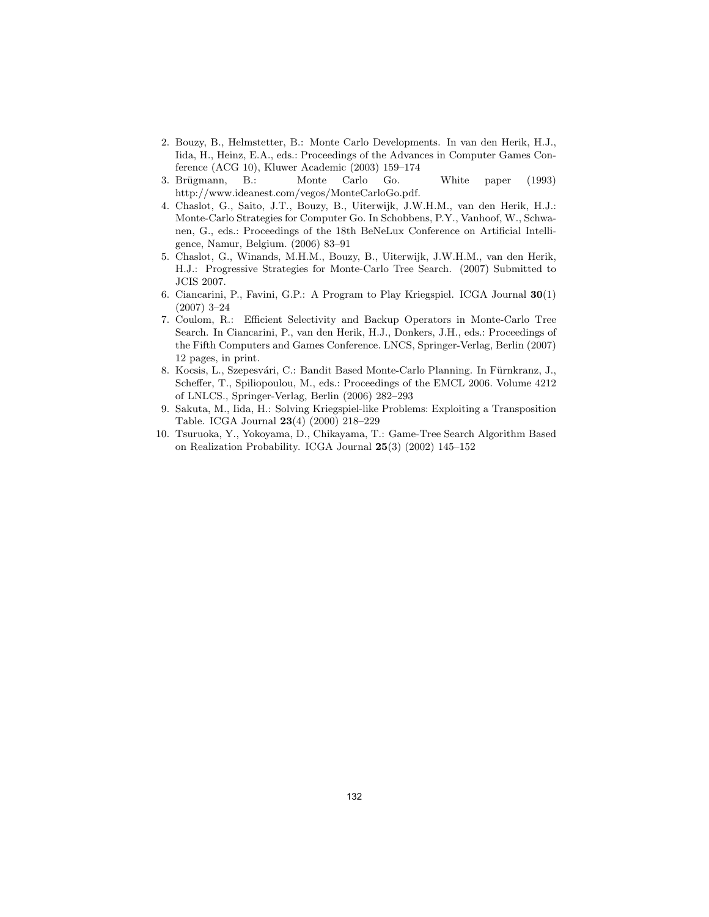2. Bouzy, B., Helmstetter, B.: Monte Carlo Developments. In van den Herik, H.J., Iida, H., Heinz, E.A., eds.: Proceedings of the Advances in Computer Games Conference (ACG 10), Kluwer Academic (2003) 159–174
3. Brügmann, B.: Monte Carlo Go. White paper (1993) http://www.ideanest.com/vegos/MonteCarloGo.pdf.
4. Chaslot, G., Saito, J.T., Bouzy, B., Uiterwijk, J.W.H.M., van den Herik, H.J.: Monte-Carlo Strategies for Computer Go. In Schobbens, P.Y., Vanhoof, W., Schwanen, G., eds.: Proceedings of the 18th BeNeLux Conference on Artificial Intelligence, Namur, Belgium. (2006) 83–91
5. Chaslot, G., Winands, M.H.M., Bouzy, B., Uiterwijk, J.W.H.M., van den Herik, H.J.: Progressive Strategies for Monte-Carlo Tree Search. (2007) Submitted to JCIS 2007.
6. Ciancarini, P., Favini, G.P.: A Program to Play Kriegspiel. ICGA Journal **30**(1) (2007) 3–24
7. Coulom, R.: Efficient Selectivity and Backup Operators in Monte-Carlo Tree Search. In Ciancarini, P., van den Herik, H.J., Donkers, J.H., eds.: Proceedings of the Fifth Computers and Games Conference. LNCS, Springer-Verlag, Berlin (2007) 12 pages, in print.
8. Kocsis, L., Szepesvári, C.: Bandit Based Monte-Carlo Planning. In Fürnkranz, J., Scheffer, T., Spiliopoulou, M., eds.: Proceedings of the EMCL 2006. Volume 4212 of LNLCS., Springer-Verlag, Berlin (2006) 282–293
9. Sakuta, M., Iida, H.: Solving Kriegspiel-like Problems: Exploiting a Transposition Table. ICGA Journal **23**(4) (2000) 218–229
10. Tsuruoka, Y., Yokoyama, D., Chikayama, T.: Game-Tree Search Algorithm Based on Realization Probability. ICGA Journal **25**(3) (2002) 145–152